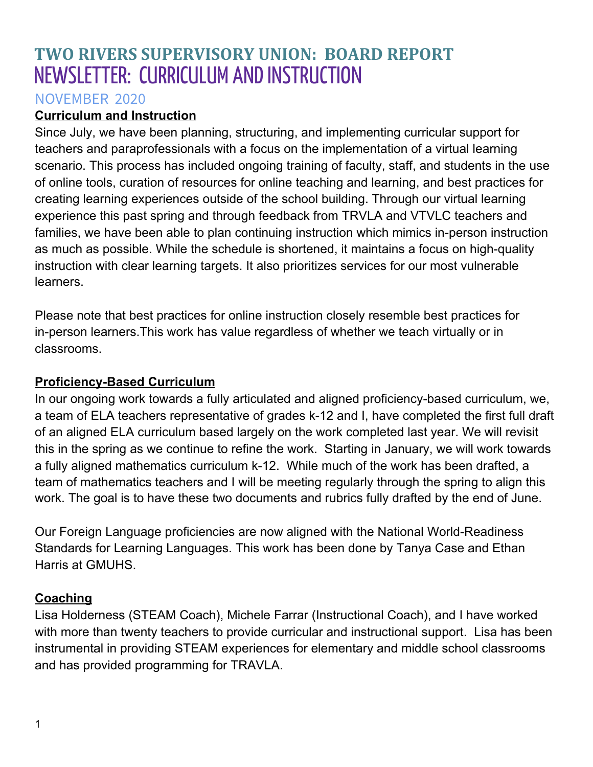# TWO RIVERS SUPERVISORY UNION: BOARD REPORT

# NEWSLETTER: CURRICULUM AND INSTRUCTION

NOVEMBER 2020

## Curriculum and Instruction

Since July, we have been planning, structuring, and implementing curricular support for teachers and paraprofessionals with a focus on the implementation of a virtual learning scenario. This process has included ongoing training of faculty, staff, and students in the use of online tools, curation of resources for online teaching and learning, and best practices for creating learning experiences outside of the school building. Through our virtual learning experience this past spring and through feedback from TRVLA and VTVLC teachers and families, we have been able to plan continuing instruction which mimics in-person instruction as much as possible. While the schedule is shortened, it maintains a focus on high-quality instruction with clear learning targets. It also prioritizes services for our most vulnerable learners.

Please note that best practices for online instruction closely resemble best practices for in-person learners.This work has value regardless of whether we teach virtually or in classrooms.

## Proficiency-Based Curriculum

In our ongoing work towards a fully articulated and aligned proficiency-based curriculum, we, a team of ELA teachers representative of grades k-12 and I, have completed the first full draft of an aligned ELA curriculum based largely on the work completed last year. We will revisit this in the spring as we continue to refine the work. Starting in January, we will work towards a fully aligned mathematics curriculum k-12. While much of the work has been drafted, a team of mathematics teachers and I will be meeting regularly through the spring to align this work. The goal is to have these two documents and rubrics fully drafted by the end of June.

Our Foreign Language proficiencies are now aligned with the National World-Readiness Standards for Learning Languages. This work has been done by Tanya Case and Ethan Harris at GMUHS.

## Coaching

Lisa Holderness (STEAM Coach), Michele Farrar (Instructional Coach), and I have worked with more than twenty teachers to provide curricular and instructional support. Lisa has been instrumental in providing STEAM experiences for elementary and middle school classrooms and has provided programming for TRAVLA.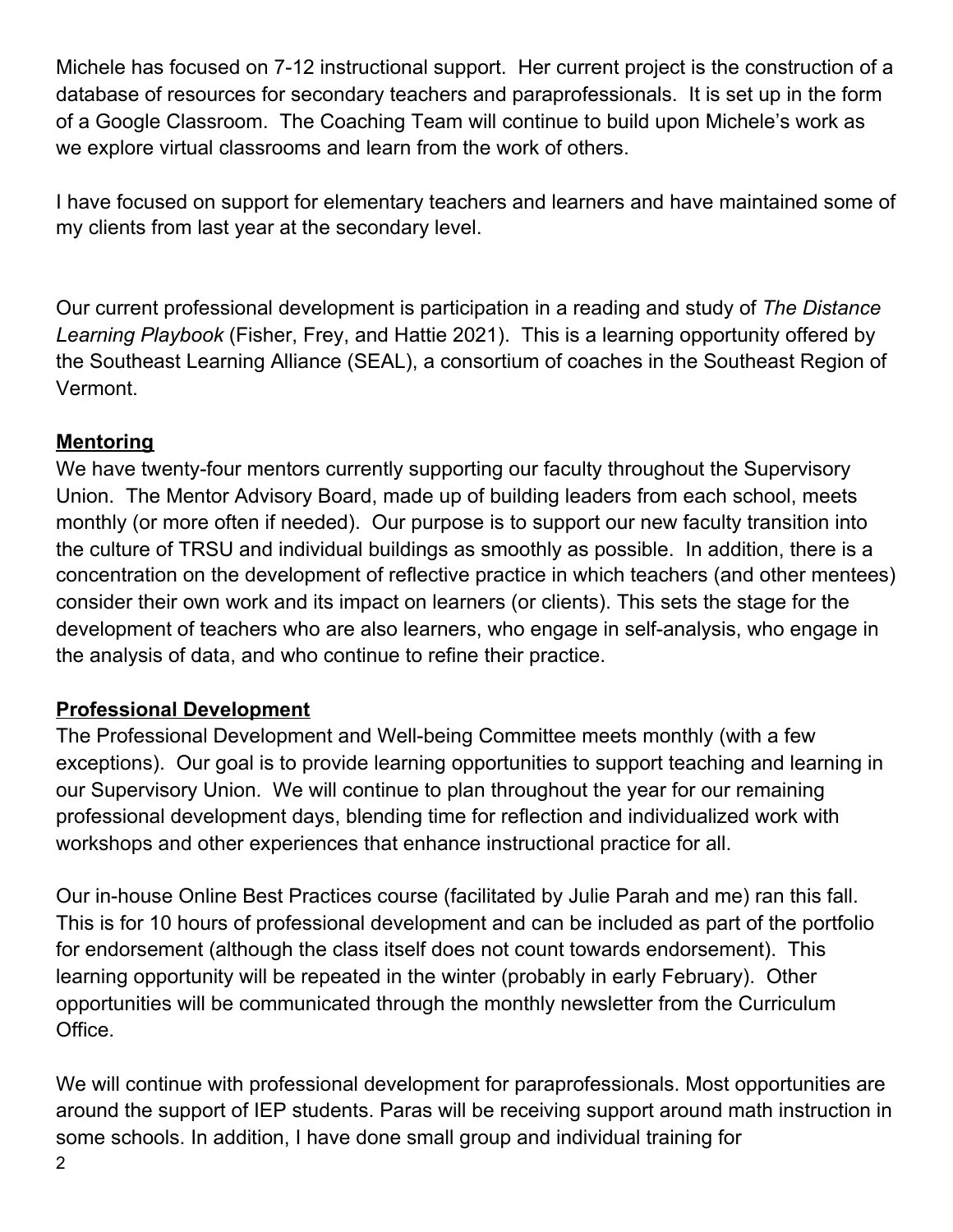Michele has focused on 7-12 instructional support. Her current project is the construction of a database of resources for secondary teachers and paraprofessionals. It is set up in the form of a Google Classroom. The Coaching Team will continue to build upon Michele's work as we explore virtual classrooms and learn from the work of others.

I have focused on support for elementary teachers and learners and have maintained some of my clients from last year at the secondary level.

Our current professional development is participation in a reading and study of *The Distance Learning Playbook* (Fisher, Frey, and Hattie 2021). This is a learning opportunity offered by the Southeast Learning Alliance (SEAL), a consortium of coaches in the Southeast Region of Vermont.

## Mentoring

We have twenty-four mentors currently supporting our faculty throughout the Supervisory Union. The Mentor Advisory Board, made up of building leaders from each school, meets monthly (or more often if needed). Our purpose is to support our new faculty transition into the culture of TRSU and individual buildings as smoothly as possible. In addition, there is a concentration on the development of reflective practice in which teachers (and other mentees) consider their own work and its impact on learners (or clients). This sets the stage for the development of teachers who are also learners, who engage in self-analysis, who engage in the analysis of data, and who continue to refine their practice.

## Professional Development

The Professional Development and Well-being Committee meets monthly (with a few exceptions). Our goal is to provide learning opportunities to support teaching and learning in our Supervisory Union. We will continue to plan throughout the year for our remaining professional development days, blending time for reflection and individualized work with workshops and other experiences that enhance instructional practice for all.

Our in-house Online Best Practices course (facilitated by Julie Parah and me) ran this fall. This is for 10 hours of professional development and can be included as part of the portfolio for endorsement (although the class itself does not count towards endorsement). This learning opportunity will be repeated in the winter (probably in early February). Other opportunities will be communicated through the monthly newsletter from the Curriculum Office.

We will continue with professional development for paraprofessionals. Most opportunities are around the support of IEP students. Paras will be receiving support around math instruction in some schools. In addition, I have done small group and individual training for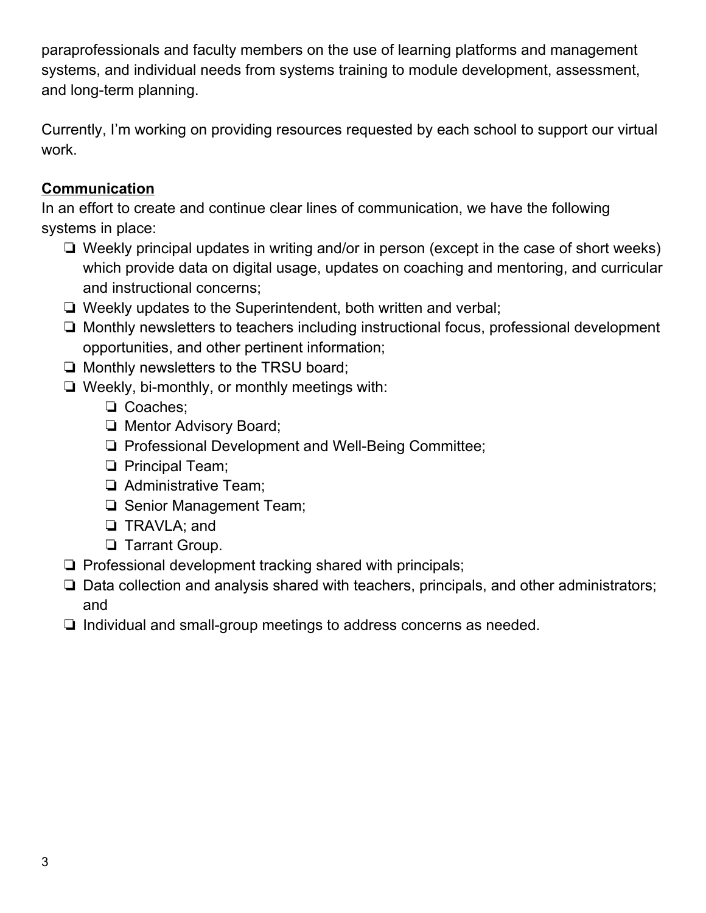paraprofessionals and faculty members on the use of learning platforms and management systems, and individual needs from systems training to module development, assessment, and long-term planning.

Currently, I'm working on providing resources requested by each school to support our virtual work.

**Communication**

In an effort to create and continue clear lines of communication, we have the following systems in place:

- Weekly principal updates in writing and/or in person (except in the case of short weeks) which provide data on digital usage, updates on coaching and mentoring, and curricular and instructional concerns;
- Weekly updates to the Superintendent, both written and verbal;
- Monthly newsletters to teachers including instructional focus, professional development opportunities, and other pertinent information;
- Monthly newsletters to the TRSU board;
- Weekly, bi-monthly, or monthly meetings with:
  - Coaches;
  - Mentor Advisory Board;
  - Professional Development and Well-Being Committee;
  - Principal Team;
  - Administrative Team;
  - Senior Management Team;
  - TRAVLA; and
  - Tarrant Group.
- Professional development tracking shared with principals;
- Data collection and analysis shared with teachers, principals, and other administrators; and
- Individual and small-group meetings to address concerns as needed.